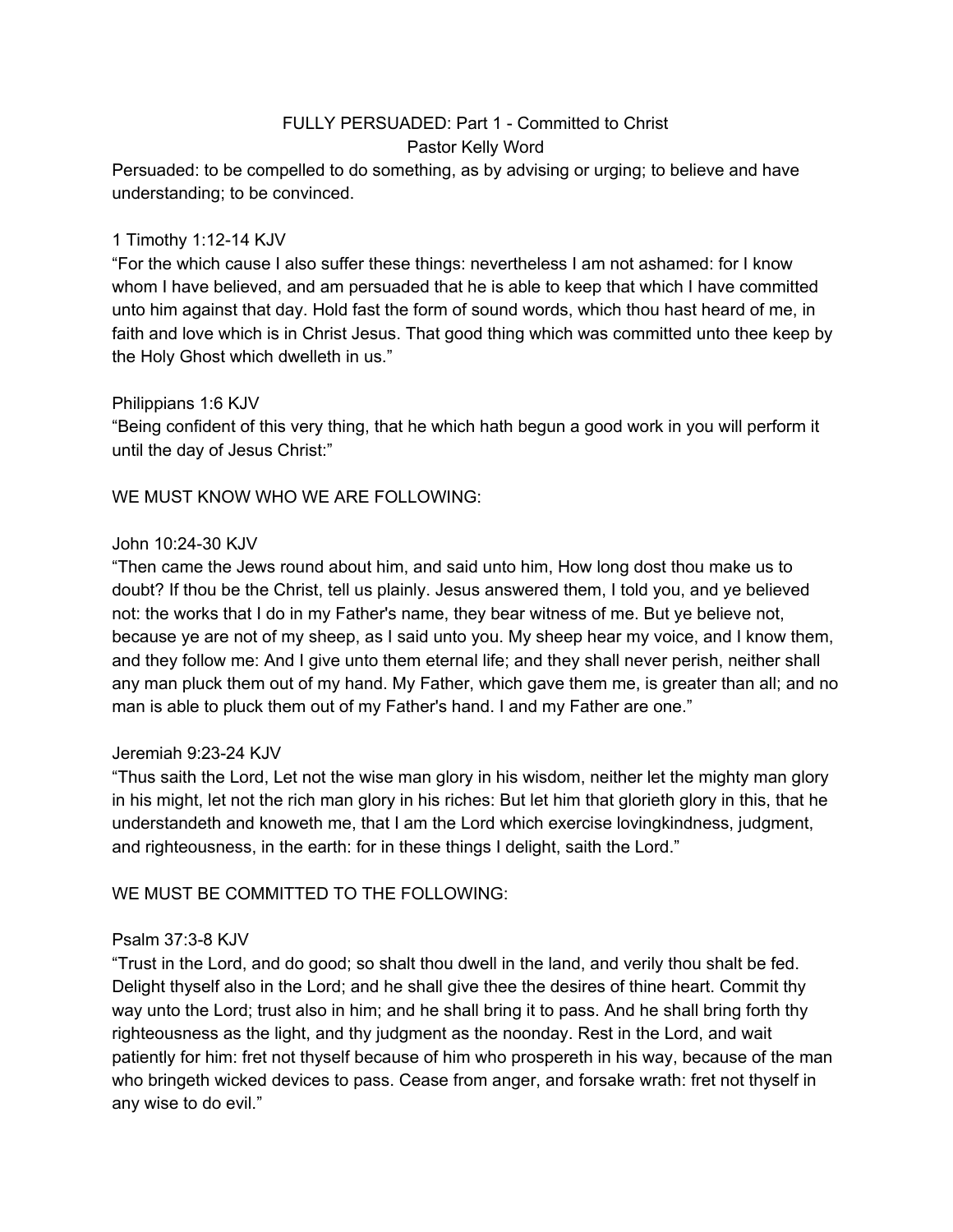# FULLY PERSUADED: Part 1 - Committed to Christ

Pastor Kelly Word

Persuaded: to be compelled to do something, as by advising or urging; to believe and have understanding; to be convinced.

1 Timothy 1:12-14 KJV

"For the which cause I also suffer these things: nevertheless I am not ashamed: for I know whom I have believed, and am persuaded that he is able to keep that which I have committed unto him against that day. Hold fast the form of sound words, which thou hast heard of me, in faith and love which is in Christ Jesus. That good thing which was committed unto thee keep by the Holy Ghost which dwelleth in us."

Philippians 1:6 KJV

"Being confident of this very thing, that he which hath begun a good work in you will perform it until the day of Jesus Christ:"

WE MUST KNOW WHO WE ARE FOLLOWING:

John 10:24-30 KJV

"Then came the Jews round about him, and said unto him, How long dost thou make us to doubt? If thou be the Christ, tell us plainly. Jesus answered them, I told you, and ye believed not: the works that I do in my Father's name, they bear witness of me. But ye believe not, because ye are not of my sheep, as I said unto you. My sheep hear my voice, and I know them, and they follow me: And I give unto them eternal life; and they shall never perish, neither shall any man pluck them out of my hand. My Father, which gave them me, is greater than all; and no man is able to pluck them out of my Father's hand. I and my Father are one."

Jeremiah 9:23-24 KJV

"Thus saith the Lord, Let not the wise man glory in his wisdom, neither let the mighty man glory in his might, let not the rich man glory in his riches: But let him that glorieth glory in this, that he understandeth and knoweth me, that I am the Lord which exercise lovingkindness, judgment, and righteousness, in the earth: for in these things I delight, saith the Lord."

WE MUST BE COMMITTED TO THE FOLLOWING:

Psalm 37:3-8 KJV

"Trust in the Lord, and do good; so shalt thou dwell in the land, and verily thou shalt be fed. Delight thyself also in the Lord; and he shall give thee the desires of thine heart. Commit thy way unto the Lord; trust also in him; and he shall bring it to pass. And he shall bring forth thy righteousness as the light, and thy judgment as the noonday. Rest in the Lord, and wait patiently for him: fret not thyself because of him who prospereth in his way, because of the man who bringeth wicked devices to pass. Cease from anger, and forsake wrath: fret not thyself in any wise to do evil."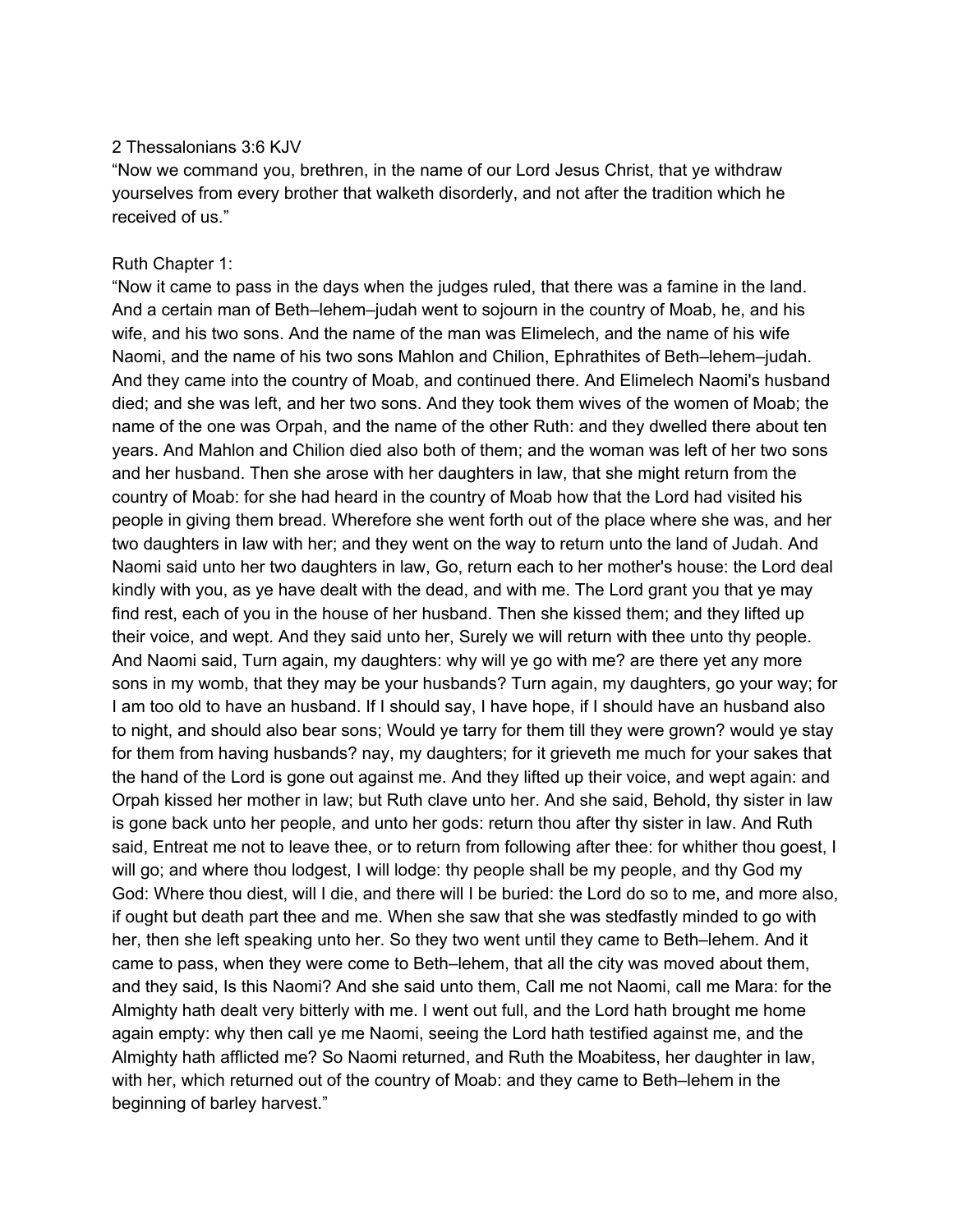2 Thessalonians 3:6 KJV
“Now we command you, brethren, in the name of our Lord Jesus Christ, that ye withdraw yourselves from every brother that walketh disorderly, and not after the tradition which he received of us.”

Ruth Chapter 1:
“Now it came to pass in the days when the judges ruled, that there was a famine in the land. And a certain man of Beth–lehem–judah went to sojourn in the country of Moab, he, and his wife, and his two sons. And the name of the man was Elimelech, and the name of his wife Naomi, and the name of his two sons Mahlon and Chilion, Ephrathites of Beth–lehem–judah. And they came into the country of Moab, and continued there. And Elimelech Naomi's husband died; and she was left, and her two sons. And they took them wives of the women of Moab; the name of the one was Orpah, and the name of the other Ruth: and they dwelled there about ten years. And Mahlon and Chilion died also both of them; and the woman was left of her two sons and her husband. Then she arose with her daughters in law, that she might return from the country of Moab: for she had heard in the country of Moab how that the Lord had visited his people in giving them bread. Wherefore she went forth out of the place where she was, and her two daughters in law with her; and they went on the way to return unto the land of Judah. And Naomi said unto her two daughters in law, Go, return each to her mother's house: the Lord deal kindly with you, as ye have dealt with the dead, and with me. The Lord grant you that ye may find rest, each of you in the house of her husband. Then she kissed them; and they lifted up their voice, and wept. And they said unto her, Surely we will return with thee unto thy people. And Naomi said, Turn again, my daughters: why will ye go with me? are there yet any more sons in my womb, that they may be your husbands? Turn again, my daughters, go your way; for I am too old to have an husband. If I should say, I have hope, if I should have an husband also to night, and should also bear sons; Would ye tarry for them till they were grown? would ye stay for them from having husbands? nay, my daughters; for it grieveth me much for your sakes that the hand of the Lord is gone out against me. And they lifted up their voice, and wept again: and Orpah kissed her mother in law; but Ruth clave unto her. And she said, Behold, thy sister in law is gone back unto her people, and unto her gods: return thou after thy sister in law. And Ruth said, Entreat me not to leave thee, or to return from following after thee: for whither thou goest, I will go; and where thou lodgest, I will lodge: thy people shall be my people, and thy God my God: Where thou diest, will I die, and there will I be buried: the Lord do so to me, and more also, if ought but death part thee and me. When she saw that she was stedfastly minded to go with her, then she left speaking unto her. So they two went until they came to Beth–lehem. And it came to pass, when they were come to Beth–lehem, that all the city was moved about them, and they said, Is this Naomi? And she said unto them, Call me not Naomi, call me Mara: for the Almighty hath dealt very bitterly with me. I went out full, and the Lord hath brought me home again empty: why then call ye me Naomi, seeing the Lord hath testified against me, and the Almighty hath afflicted me? So Naomi returned, and Ruth the Moabitess, her daughter in law, with her, which returned out of the country of Moab: and they came to Beth–lehem in the beginning of barley harvest.”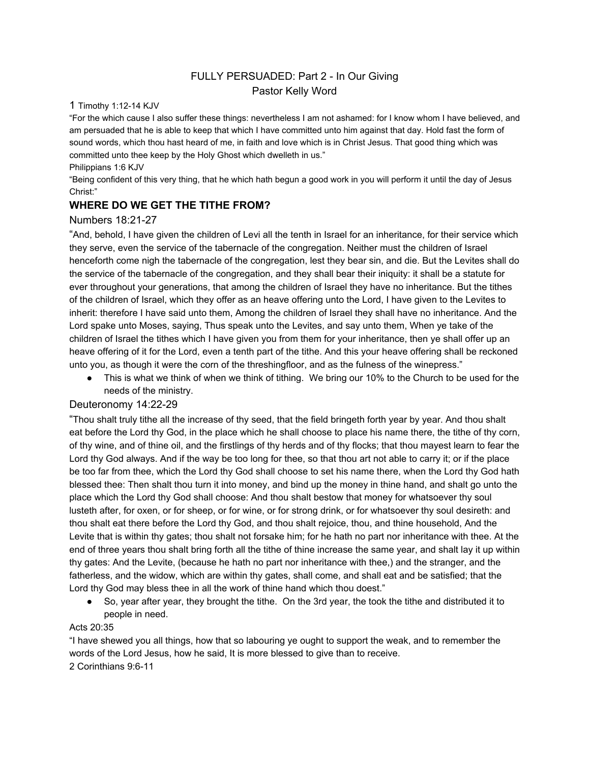FULLY PERSUADED: Part 2 - In Our Giving
Pastor Kelly Word

1 Timothy 1:12-14 KJV

"For the which cause I also suffer these things: nevertheless I am not ashamed: for I know whom I have believed, and am persuaded that he is able to keep that which I have committed unto him against that day. Hold fast the form of sound words, which thou hast heard of me, in faith and love which is in Christ Jesus. That good thing which was committed unto thee keep by the Holy Ghost which dwelleth in us."

Philippians 1:6 KJV

"Being confident of this very thing, that he which hath begun a good work in you will perform it until the day of Jesus Christ:"

## WHERE DO WE GET THE TITHE FROM?

### Numbers 18:21-27

"And, behold, I have given the children of Levi all the tenth in Israel for an inheritance, for their service which they serve, even the service of the tabernacle of the congregation. Neither must the children of Israel henceforth come nigh the tabernacle of the congregation, lest they bear sin, and die. But the Levites shall do the service of the tabernacle of the congregation, and they shall bear their iniquity: it shall be a statute for ever throughout your generations, that among the children of Israel they have no inheritance. But the tithes of the children of Israel, which they offer as an heave offering unto the Lord, I have given to the Levites to inherit: therefore I have said unto them, Among the children of Israel they shall have no inheritance. And the Lord spake unto Moses, saying, Thus speak unto the Levites, and say unto them, When ye take of the children of Israel the tithes which I have given you from them for your inheritance, then ye shall offer up an heave offering of it for the Lord, even a tenth part of the tithe. And this your heave offering shall be reckoned unto you, as though it were the corn of the threshingfloor, and as the fulness of the winepress."

- This is what we think of when we think of tithing. We bring our 10% to the Church to be used for the needs of the ministry.

### Deuteronomy 14:22-29

"Thou shalt truly tithe all the increase of thy seed, that the field bringeth forth year by year. And thou shalt eat before the Lord thy God, in the place which he shall choose to place his name there, the tithe of thy corn, of thy wine, and of thine oil, and the firstlings of thy herds and of thy flocks; that thou mayest learn to fear the Lord thy God always. And if the way be too long for thee, so that thou art not able to carry it; or if the place be too far from thee, which the Lord thy God shall choose to set his name there, when the Lord thy God hath blessed thee: Then shalt thou turn it into money, and bind up the money in thine hand, and shalt go unto the place which the Lord thy God shall choose: And thou shalt bestow that money for whatsoever thy soul lusteth after, for oxen, or for sheep, or for wine, or for strong drink, or for whatsoever thy soul desireth: and thou shalt eat there before the Lord thy God, and thou shalt rejoice, thou, and thine household, And the Levite that is within thy gates; thou shalt not forsake him; for he hath no part nor inheritance with thee. At the end of three years thou shalt bring forth all the tithe of thine increase the same year, and shalt lay it up within thy gates: And the Levite, (because he hath no part nor inheritance with thee,) and the stranger, and the fatherless, and the widow, which are within thy gates, shall come, and shall eat and be satisfied; that the Lord thy God may bless thee in all the work of thine hand which thou doest."

- So, year after year, they brought the tithe. On the 3rd year, the took the tithe and distributed it to people in need.

Acts 20:35

"I have shewed you all things, how that so labouring ye ought to support the weak, and to remember the words of the Lord Jesus, how he said, It is more blessed to give than to receive.

2 Corinthians 9:6-11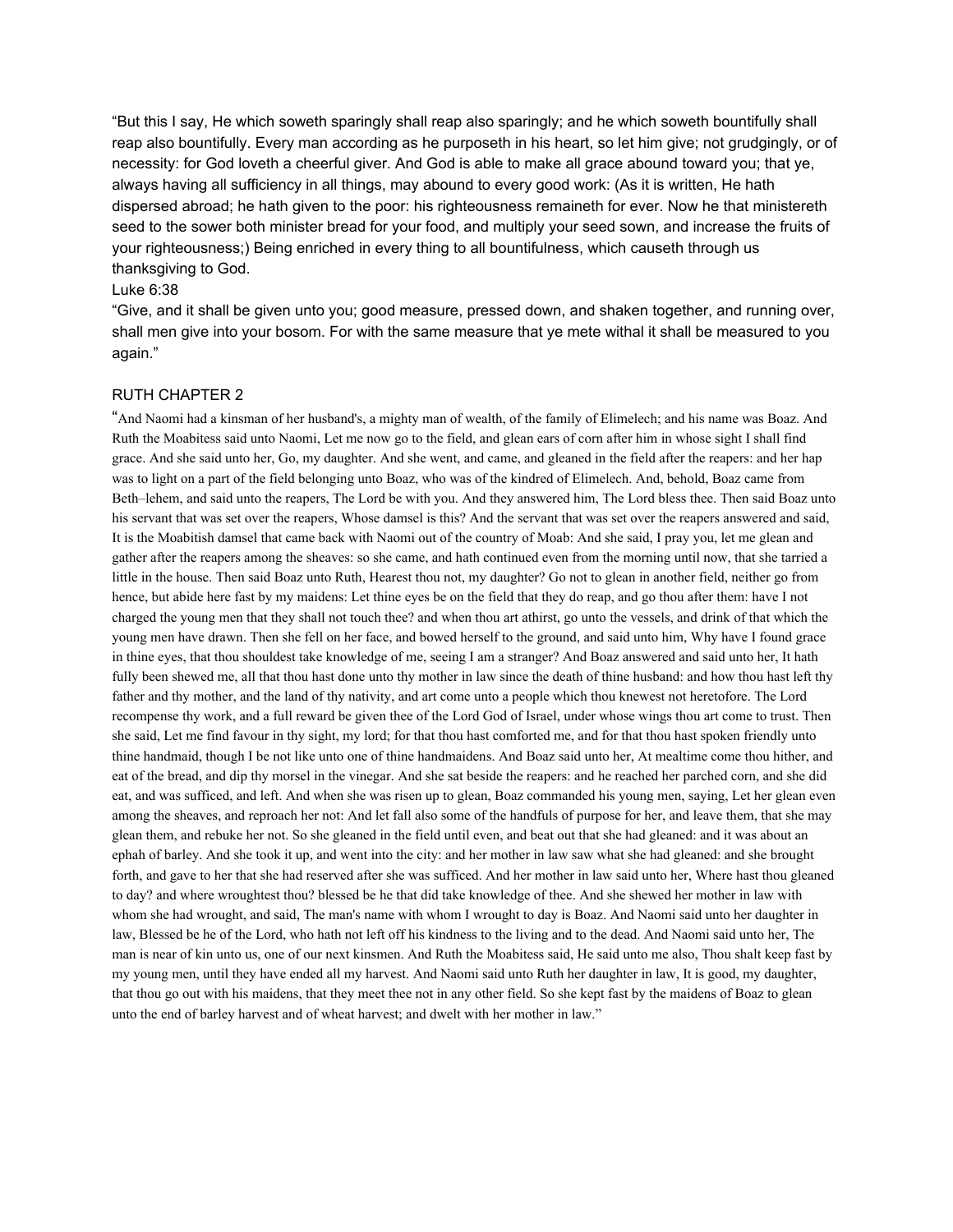"But this I say, He which soweth sparingly shall reap also sparingly; and he which soweth bountifully shall reap also bountifully. Every man according as he purposeth in his heart, so let him give; not grudgingly, or of necessity: for God loveth a cheerful giver. And God is able to make all grace abound toward you; that ye, always having all sufficiency in all things, may abound to every good work: (As it is written, He hath dispersed abroad; he hath given to the poor: his righteousness remaineth for ever. Now he that ministereth seed to the sower both minister bread for your food, and multiply your seed sown, and increase the fruits of your righteousness;) Being enriched in every thing to all bountifulness, which causeth through us thanksgiving to God.

Luke 6:38

"Give, and it shall be given unto you; good measure, pressed down, and shaken together, and running over, shall men give into your bosom. For with the same measure that ye mete withal it shall be measured to you again."

RUTH CHAPTER 2

"And Naomi had a kinsman of her husband's, a mighty man of wealth, of the family of Elimelech; and his name was Boaz. And Ruth the Moabitess said unto Naomi, Let me now go to the field, and glean ears of corn after him in whose sight I shall find grace. And she said unto her, Go, my daughter. And she went, and came, and gleaned in the field after the reapers: and her hap was to light on a part of the field belonging unto Boaz, who was of the kindred of Elimelech. And, behold, Boaz came from Beth–lehem, and said unto the reapers, The Lord be with you. And they answered him, The Lord bless thee. Then said Boaz unto his servant that was set over the reapers, Whose damsel is this? And the servant that was set over the reapers answered and said, It is the Moabitish damsel that came back with Naomi out of the country of Moab: And she said, I pray you, let me glean and gather after the reapers among the sheaves: so she came, and hath continued even from the morning until now, that she tarried a little in the house. Then said Boaz unto Ruth, Hearest thou not, my daughter? Go not to glean in another field, neither go from hence, but abide here fast by my maidens: Let thine eyes be on the field that they do reap, and go thou after them: have I not charged the young men that they shall not touch thee? and when thou art athirst, go unto the vessels, and drink of that which the young men have drawn. Then she fell on her face, and bowed herself to the ground, and said unto him, Why have I found grace in thine eyes, that thou shouldest take knowledge of me, seeing I am a stranger? And Boaz answered and said unto her, It hath fully been shewed me, all that thou hast done unto thy mother in law since the death of thine husband: and how thou hast left thy father and thy mother, and the land of thy nativity, and art come unto a people which thou knewest not heretofore. The Lord recompense thy work, and a full reward be given thee of the Lord God of Israel, under whose wings thou art come to trust. Then she said, Let me find favour in thy sight, my lord; for that thou hast comforted me, and for that thou hast spoken friendly unto thine handmaid, though I be not like unto one of thine handmaidens. And Boaz said unto her, At mealtime come thou hither, and eat of the bread, and dip thy morsel in the vinegar. And she sat beside the reapers: and he reached her parched corn, and she did eat, and was sufficed, and left. And when she was risen up to glean, Boaz commanded his young men, saying, Let her glean even among the sheaves, and reproach her not: And let fall also some of the handfuls of purpose for her, and leave them, that she may glean them, and rebuke her not. So she gleaned in the field until even, and beat out that she had gleaned: and it was about an ephah of barley. And she took it up, and went into the city: and her mother in law saw what she had gleaned: and she brought forth, and gave to her that she had reserved after she was sufficed. And her mother in law said unto her, Where hast thou gleaned to day? and where wroughtest thou? blessed be he that did take knowledge of thee. And she shewed her mother in law with whom she had wrought, and said, The man's name with whom I wrought to day is Boaz. And Naomi said unto her daughter in law, Blessed be he of the Lord, who hath not left off his kindness to the living and to the dead. And Naomi said unto her, The man is near of kin unto us, one of our next kinsmen. And Ruth the Moabitess said, He said unto me also, Thou shalt keep fast by my young men, until they have ended all my harvest. And Naomi said unto Ruth her daughter in law, It is good, my daughter, that thou go out with his maidens, that they meet thee not in any other field. So she kept fast by the maidens of Boaz to glean unto the end of barley harvest and of wheat harvest; and dwelt with her mother in law."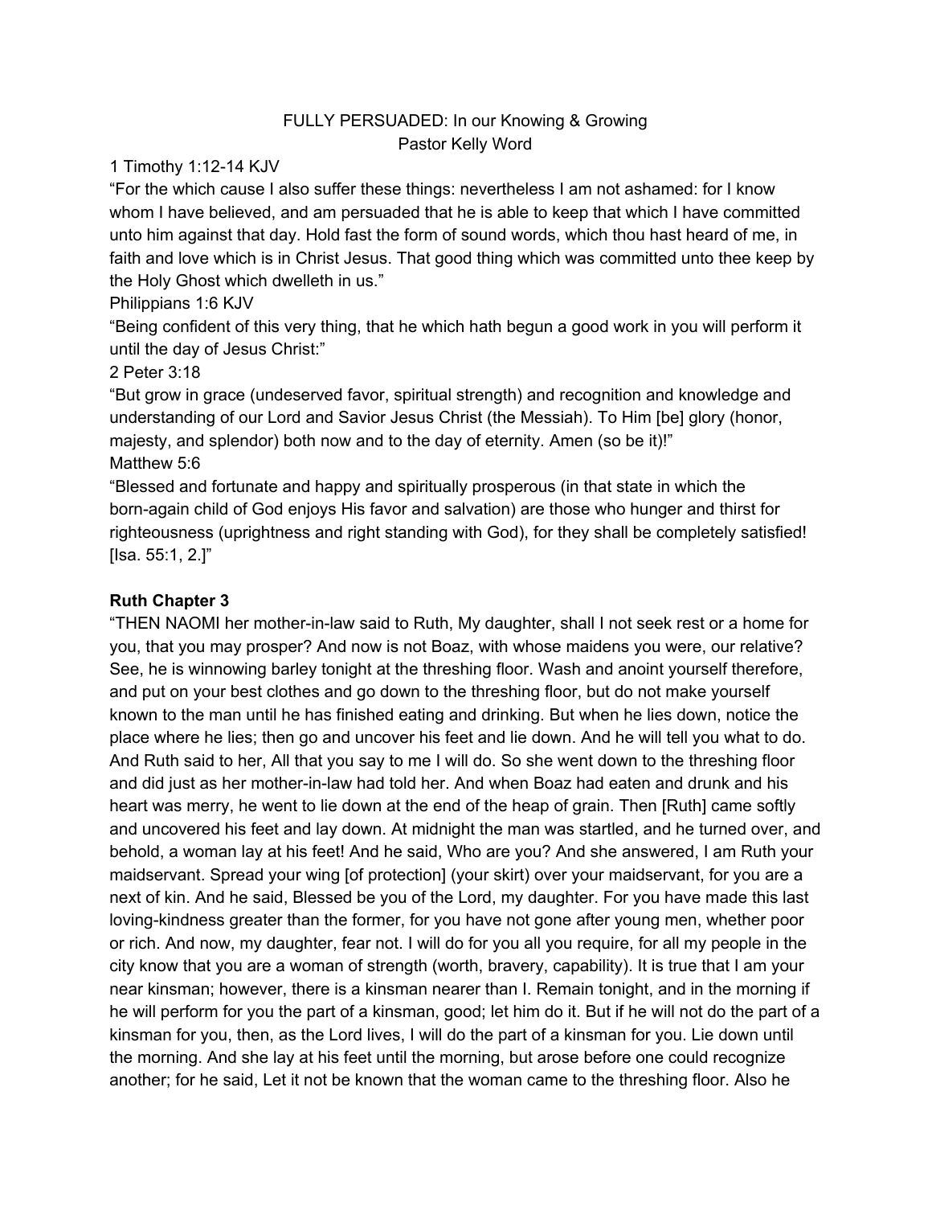FULLY PERSUADED: In our Knowing & Growing
Pastor Kelly Word

1 Timothy 1:12-14 KJV

"For the which cause I also suffer these things: nevertheless I am not ashamed: for I know whom I have believed, and am persuaded that he is able to keep that which I have committed unto him against that day. Hold fast the form of sound words, which thou hast heard of me, in faith and love which is in Christ Jesus. That good thing which was committed unto thee keep by the Holy Ghost which dwelleth in us."

Philippians 1:6 KJV

"Being confident of this very thing, that he which hath begun a good work in you will perform it until the day of Jesus Christ:"

2 Peter 3:18

"But grow in grace (undeserved favor, spiritual strength) and recognition and knowledge and understanding of our Lord and Savior Jesus Christ (the Messiah). To Him [be] glory (honor, majesty, and splendor) both now and to the day of eternity. Amen (so be it)!"

Matthew 5:6

"Blessed and fortunate and happy and spiritually prosperous (in that state in which the born-again child of God enjoys His favor and salvation) are those who hunger and thirst for righteousness (uprightness and right standing with God), for they shall be completely satisfied! [Isa. 55:1, 2.]"

**Ruth Chapter 3**

"THEN NAOMI her mother-in-law said to Ruth, My daughter, shall I not seek rest or a home for you, that you may prosper? And now is not Boaz, with whose maidens you were, our relative? See, he is winnowing barley tonight at the threshing floor. Wash and anoint yourself therefore, and put on your best clothes and go down to the threshing floor, but do not make yourself known to the man until he has finished eating and drinking. But when he lies down, notice the place where he lies; then go and uncover his feet and lie down. And he will tell you what to do. And Ruth said to her, All that you say to me I will do. So she went down to the threshing floor and did just as her mother-in-law had told her. And when Boaz had eaten and drunk and his heart was merry, he went to lie down at the end of the heap of grain. Then [Ruth] came softly and uncovered his feet and lay down. At midnight the man was startled, and he turned over, and behold, a woman lay at his feet! And he said, Who are you? And she answered, I am Ruth your maidservant. Spread your wing [of protection] (your skirt) over your maidservant, for you are a next of kin. And he said, Blessed be you of the Lord, my daughter. For you have made this last loving-kindness greater than the former, for you have not gone after young men, whether poor or rich. And now, my daughter, fear not. I will do for you all you require, for all my people in the city know that you are a woman of strength (worth, bravery, capability). It is true that I am your near kinsman; however, there is a kinsman nearer than I. Remain tonight, and in the morning if he will perform for you the part of a kinsman, good; let him do it. But if he will not do the part of a kinsman for you, then, as the Lord lives, I will do the part of a kinsman for you. Lie down until the morning. And she lay at his feet until the morning, but arose before one could recognize another; for he said, Let it not be known that the woman came to the threshing floor. Also he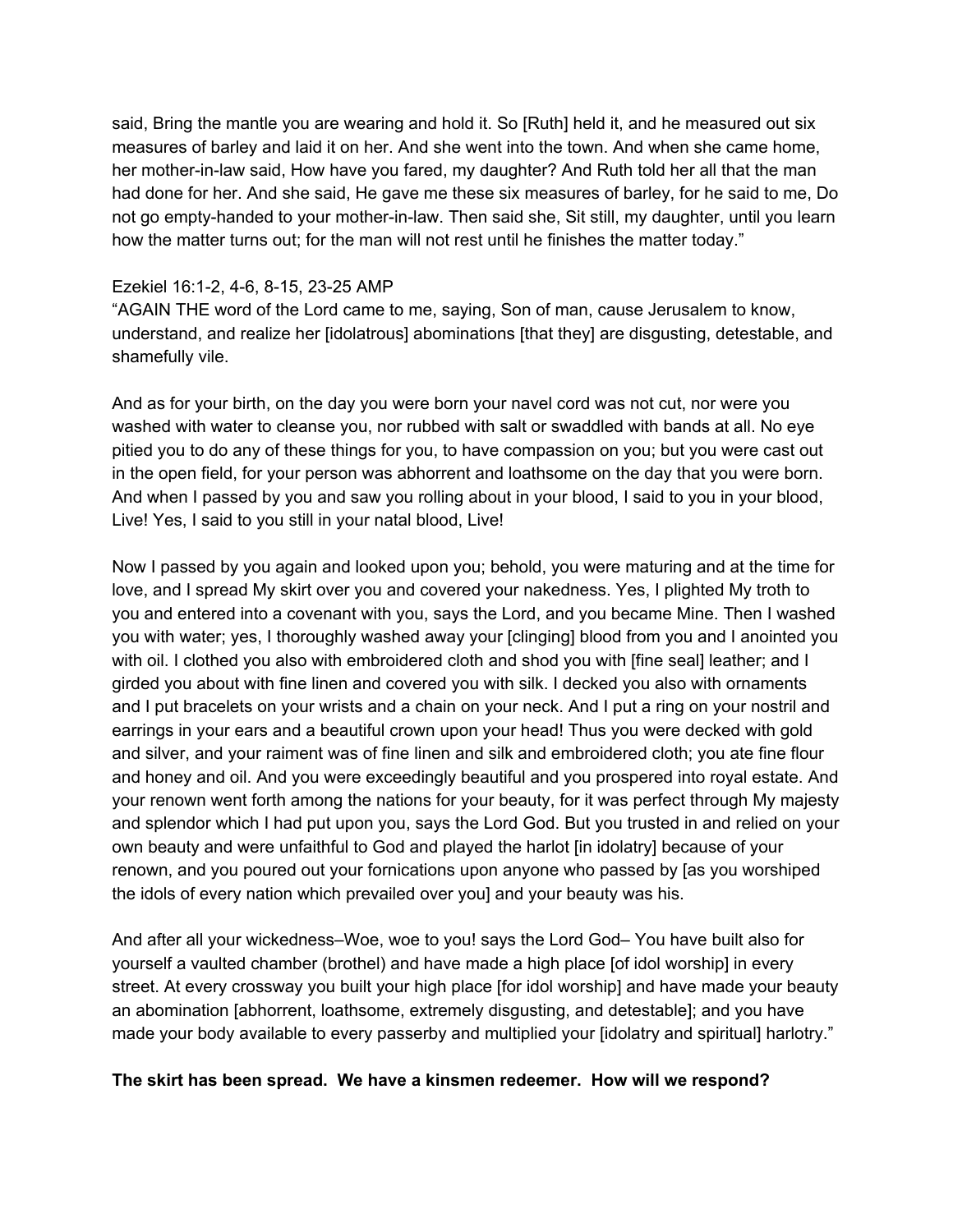said, Bring the mantle you are wearing and hold it. So [Ruth] held it, and he measured out six measures of barley and laid it on her. And she went into the town. And when she came home, her mother-in-law said, How have you fared, my daughter? And Ruth told her all that the man had done for her. And she said, He gave me these six measures of barley, for he said to me, Do not go empty-handed to your mother-in-law. Then said she, Sit still, my daughter, until you learn how the matter turns out; for the man will not rest until he finishes the matter today."

Ezekiel 16:1-2, 4-6, 8-15, 23-25 AMP
"AGAIN THE word of the Lord came to me, saying, Son of man, cause Jerusalem to know, understand, and realize her [idolatrous] abominations [that they] are disgusting, detestable, and shamefully vile.

And as for your birth, on the day you were born your navel cord was not cut, nor were you washed with water to cleanse you, nor rubbed with salt or swaddled with bands at all. No eye pitied you to do any of these things for you, to have compassion on you; but you were cast out in the open field, for your person was abhorrent and loathsome on the day that you were born. And when I passed by you and saw you rolling about in your blood, I said to you in your blood, Live! Yes, I said to you still in your natal blood, Live!

Now I passed by you again and looked upon you; behold, you were maturing and at the time for love, and I spread My skirt over you and covered your nakedness. Yes, I plighted My troth to you and entered into a covenant with you, says the Lord, and you became Mine. Then I washed you with water; yes, I thoroughly washed away your [clinging] blood from you and I anointed you with oil. I clothed you also with embroidered cloth and shod you with [fine seal] leather; and I girded you about with fine linen and covered you with silk. I decked you also with ornaments and I put bracelets on your wrists and a chain on your neck. And I put a ring on your nostril and earrings in your ears and a beautiful crown upon your head! Thus you were decked with gold and silver, and your raiment was of fine linen and silk and embroidered cloth; you ate fine flour and honey and oil. And you were exceedingly beautiful and you prospered into royal estate. And your renown went forth among the nations for your beauty, for it was perfect through My majesty and splendor which I had put upon you, says the Lord God. But you trusted in and relied on your own beauty and were unfaithful to God and played the harlot [in idolatry] because of your renown, and you poured out your fornications upon anyone who passed by [as you worshiped the idols of every nation which prevailed over you] and your beauty was his.

And after all your wickedness–Woe, woe to you! says the Lord God– You have built also for yourself a vaulted chamber (brothel) and have made a high place [of idol worship] in every street. At every crossway you built your high place [for idol worship] and have made your beauty an abomination [abhorrent, loathsome, extremely disgusting, and detestable]; and you have made your body available to every passerby and multiplied your [idolatry and spiritual] harlotry."

**The skirt has been spread. We have a kinsmen redeemer. How will we respond?**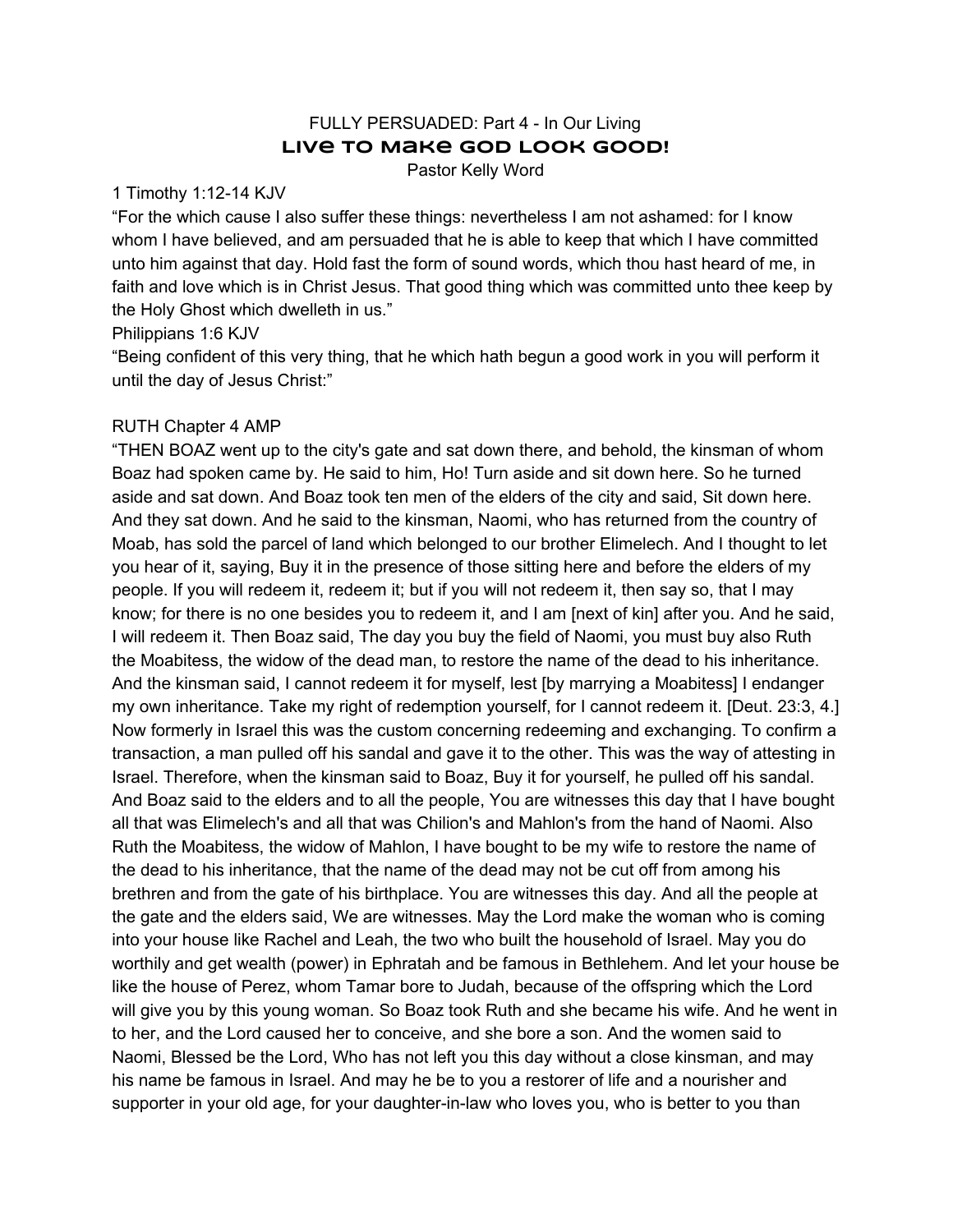FULLY PERSUADED: Part 4 - In Our Living

## Live to Make God Look Good!

Pastor Kelly Word

1 Timothy 1:12-14 KJV

"For the which cause I also suffer these things: nevertheless I am not ashamed: for I know whom I have believed, and am persuaded that he is able to keep that which I have committed unto him against that day. Hold fast the form of sound words, which thou hast heard of me, in faith and love which is in Christ Jesus. That good thing which was committed unto thee keep by the Holy Ghost which dwelleth in us."

Philippians 1:6 KJV

"Being confident of this very thing, that he which hath begun a good work in you will perform it until the day of Jesus Christ:"

RUTH Chapter 4 AMP

"THEN BOAZ went up to the city's gate and sat down there, and behold, the kinsman of whom Boaz had spoken came by. He said to him, Ho! Turn aside and sit down here. So he turned aside and sat down. And Boaz took ten men of the elders of the city and said, Sit down here. And they sat down. And he said to the kinsman, Naomi, who has returned from the country of Moab, has sold the parcel of land which belonged to our brother Elimelech. And I thought to let you hear of it, saying, Buy it in the presence of those sitting here and before the elders of my people. If you will redeem it, redeem it; but if you will not redeem it, then say so, that I may know; for there is no one besides you to redeem it, and I am [next of kin] after you. And he said, I will redeem it. Then Boaz said, The day you buy the field of Naomi, you must buy also Ruth the Moabitess, the widow of the dead man, to restore the name of the dead to his inheritance. And the kinsman said, I cannot redeem it for myself, lest [by marrying a Moabitess] I endanger my own inheritance. Take my right of redemption yourself, for I cannot redeem it. [Deut. 23:3, 4.] Now formerly in Israel this was the custom concerning redeeming and exchanging. To confirm a transaction, a man pulled off his sandal and gave it to the other. This was the way of attesting in Israel. Therefore, when the kinsman said to Boaz, Buy it for yourself, he pulled off his sandal. And Boaz said to the elders and to all the people, You are witnesses this day that I have bought all that was Elimelech's and all that was Chilion's and Mahlon's from the hand of Naomi. Also Ruth the Moabitess, the widow of Mahlon, I have bought to be my wife to restore the name of the dead to his inheritance, that the name of the dead may not be cut off from among his brethren and from the gate of his birthplace. You are witnesses this day. And all the people at the gate and the elders said, We are witnesses. May the Lord make the woman who is coming into your house like Rachel and Leah, the two who built the household of Israel. May you do worthily and get wealth (power) in Ephratah and be famous in Bethlehem. And let your house be like the house of Perez, whom Tamar bore to Judah, because of the offspring which the Lord will give you by this young woman. So Boaz took Ruth and she became his wife. And he went in to her, and the Lord caused her to conceive, and she bore a son. And the women said to Naomi, Blessed be the Lord, Who has not left you this day without a close kinsman, and may his name be famous in Israel. And may he be to you a restorer of life and a nourisher and supporter in your old age, for your daughter-in-law who loves you, who is better to you than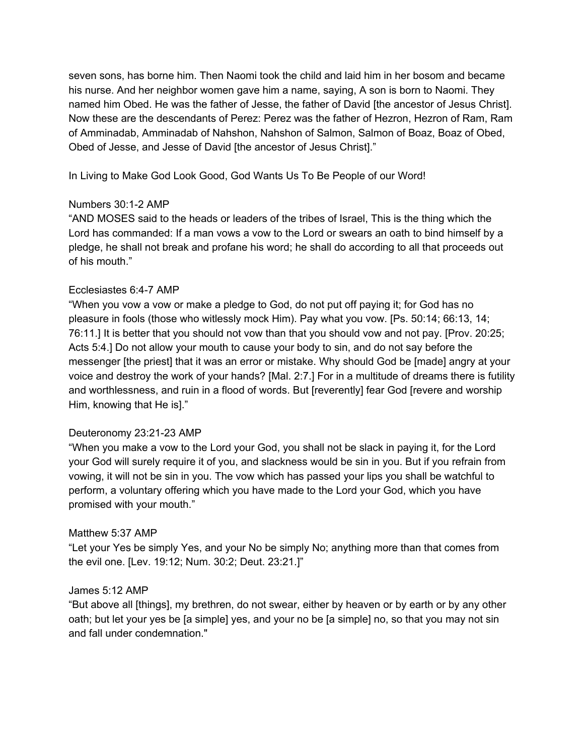seven sons, has borne him. Then Naomi took the child and laid him in her bosom and became his nurse. And her neighbor women gave him a name, saying, A son is born to Naomi. They named him Obed. He was the father of Jesse, the father of David [the ancestor of Jesus Christ]. Now these are the descendants of Perez: Perez was the father of Hezron, Hezron of Ram, Ram of Amminadab, Amminadab of Nahshon, Nahshon of Salmon, Salmon of Boaz, Boaz of Obed, Obed of Jesse, and Jesse of David [the ancestor of Jesus Christ].”

In Living to Make God Look Good, God Wants Us To Be People of our Word!

Numbers 30:1-2 AMP
“AND MOSES said to the heads or leaders of the tribes of Israel, This is the thing which the Lord has commanded: If a man vows a vow to the Lord or swears an oath to bind himself by a pledge, he shall not break and profane his word; he shall do according to all that proceeds out of his mouth.”

Ecclesiastes 6:4-7 AMP
“When you vow a vow or make a pledge to God, do not put off paying it; for God has no pleasure in fools (those who witlessly mock Him). Pay what you vow. [Ps. 50:14; 66:13, 14; 76:11.] It is better that you should not vow than that you should vow and not pay. [Prov. 20:25; Acts 5:4.] Do not allow your mouth to cause your body to sin, and do not say before the messenger [the priest] that it was an error or mistake. Why should God be [made] angry at your voice and destroy the work of your hands? [Mal. 2:7.] For in a multitude of dreams there is futility and worthlessness, and ruin in a flood of words. But [reverently] fear God [revere and worship Him, knowing that He is].”

Deuteronomy 23:21-23 AMP
“When you make a vow to the Lord your God, you shall not be slack in paying it, for the Lord your God will surely require it of you, and slackness would be sin in you. But if you refrain from vowing, it will not be sin in you. The vow which has passed your lips you shall be watchful to perform, a voluntary offering which you have made to the Lord your God, which you have promised with your mouth.”

Matthew 5:37 AMP
“Let your Yes be simply Yes, and your No be simply No; anything more than that comes from the evil one. [Lev. 19:12; Num. 30:2; Deut. 23:21.]”

James 5:12 AMP
“But above all [things], my brethren, do not swear, either by heaven or by earth or by any other oath; but let your yes be [a simple] yes, and your no be [a simple] no, so that you may not sin and fall under condemnation."